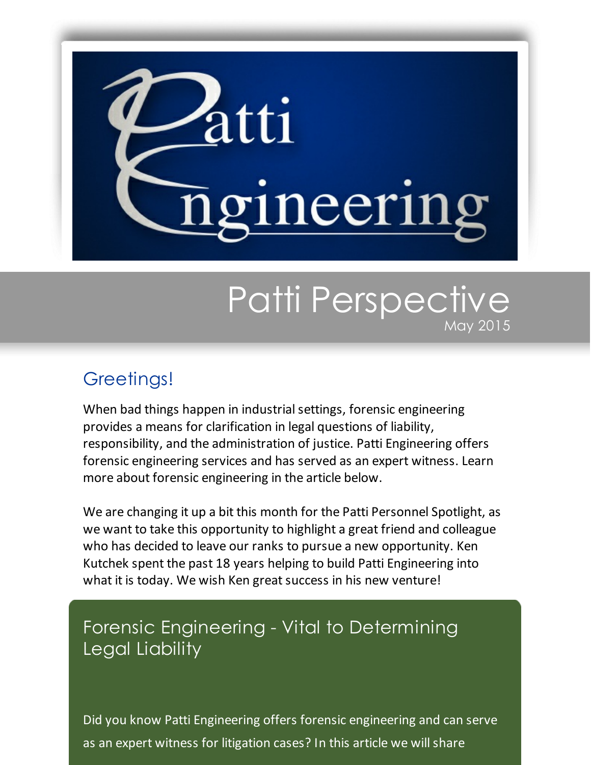# Patti Engineering

# Patti Perspective

May 2015

## Greetings!

When bad things happen in industrial settings, forensic engineering provides a means for clarification in legal questions of liability, responsibility, and the administration of justice. Patti Engineering offers forensic engineering services and has served as an expert witness. Learn more about forensic engineering in the article below.

We are changing it up a bit this month for the Patti Personnel Spotlight, as we want to take this opportunity to highlight a great friend and colleague who has decided to leave our ranks to pursue a new opportunity. Ken Kutchek spent the past 18 years helping to build Patti Engineering into what it is today. We wish Ken great success in his new venture!

## Forensic Engineering - Vital to Determining Legal Liability

Did you know Patti Engineering offers forensic engineering and can serve as an expert witness for litigation cases? In this article we will share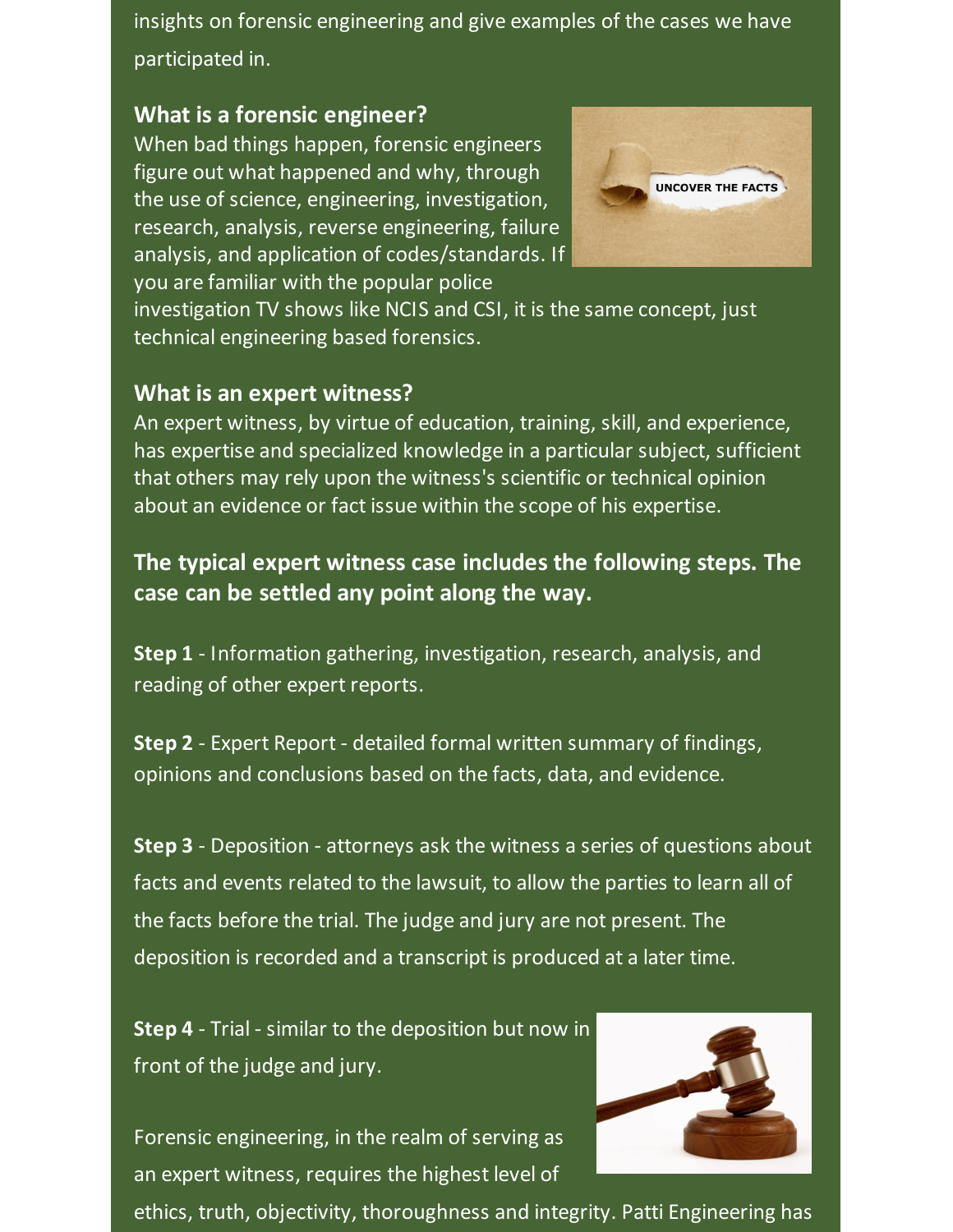insights on forensic engineering and give examples of the cases we have participated in.

### What is a forensic engineer?

When bad things happen, forensic engineers figure out what happened and why, through the use of science, engineering, investigation, research, analysis, reverse engineering, failure analysis, and application of codes/standards. If you are familiar with the popular police investigation TV shows like NCIS and CSI, it is the same concept, just technical engineering based forensics.

### What is an expert witness?

An expert witness, by virtue of education, training, skill, and experience, has expertise and specialized knowledge in a particular subject, sufficient that others may rely upon the witness's scientific or technical opinion about an evidence or fact issue within the scope of his expertise.

### The typical expert witness case includes the following steps. The case can be settled any point along the way.

**Step 1** - Information gathering, investigation, research, analysis, and reading of other expert reports.

**Step 2** - Expert Report - detailed formal written summary of findings, opinions and conclusions based on the facts, data, and evidence.

**Step 3** - Deposition - attorneys ask the witness a series of questions about facts and events related to the lawsuit, to allow the parties to learn all of the facts before the trial. The judge and jury are not present. The deposition is recorded and a transcript is produced at a later time.

**Step 4** - Trial - similar to the deposition but now in front of the judge and jury.

Forensic engineering, in the realm of serving as an expert witness, requires the highest level of ethics, truth, objectivity, thoroughness and integrity. Patti Engineering has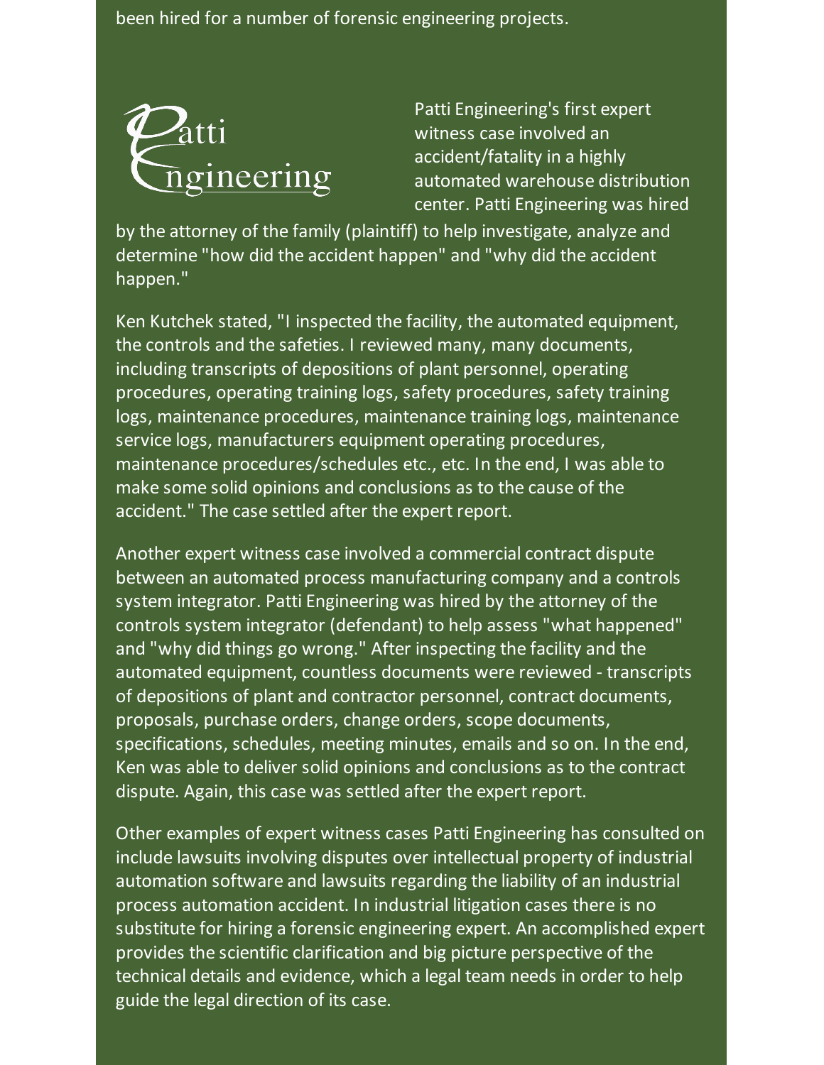been hired for a number of forensic engineering projects.

Patti Engineering

Patti Engineering's first expert witness case involved an accident/fatality in a highly automated warehouse distribution center. Patti Engineering was hired by the attorney of the family (plaintiff) to help investigate, analyze and determine "how did the accident happen" and "why did the accident happen."

Ken Kutchek stated, "I inspected the facility, the automated equipment, the controls and the safeties. I reviewed many, many documents, including transcripts of depositions of plant personnel, operating procedures, operating training logs, safety procedures, safety training logs, maintenance procedures, maintenance training logs, maintenance service logs, manufacturers equipment operating procedures, maintenance procedures/schedules etc., etc. In the end, I was able to make some solid opinions and conclusions as to the cause of the accident." The case settled after the expert report.

Another expert witness case involved a commercial contract dispute between an automated process manufacturing company and a controls system integrator. Patti Engineering was hired by the attorney of the controls system integrator (defendant) to help assess "what happened" and "why did things go wrong." After inspecting the facility and the automated equipment, countless documents were reviewed - transcripts of depositions of plant and contractor personnel, contract documents, proposals, purchase orders, change orders, scope documents, specifications, schedules, meeting minutes, emails and so on. In the end, Ken was able to deliver solid opinions and conclusions as to the contract dispute. Again, this case was settled after the expert report.

Other examples of expert witness cases Patti Engineering has consulted on include lawsuits involving disputes over intellectual property of industrial automation software and lawsuits regarding the liability of an industrial process automation accident. In industrial litigation cases there is no substitute for hiring a forensic engineering expert. An accomplished expert provides the scientific clarification and big picture perspective of the technical details and evidence, which a legal team needs in order to help guide the legal direction of its case.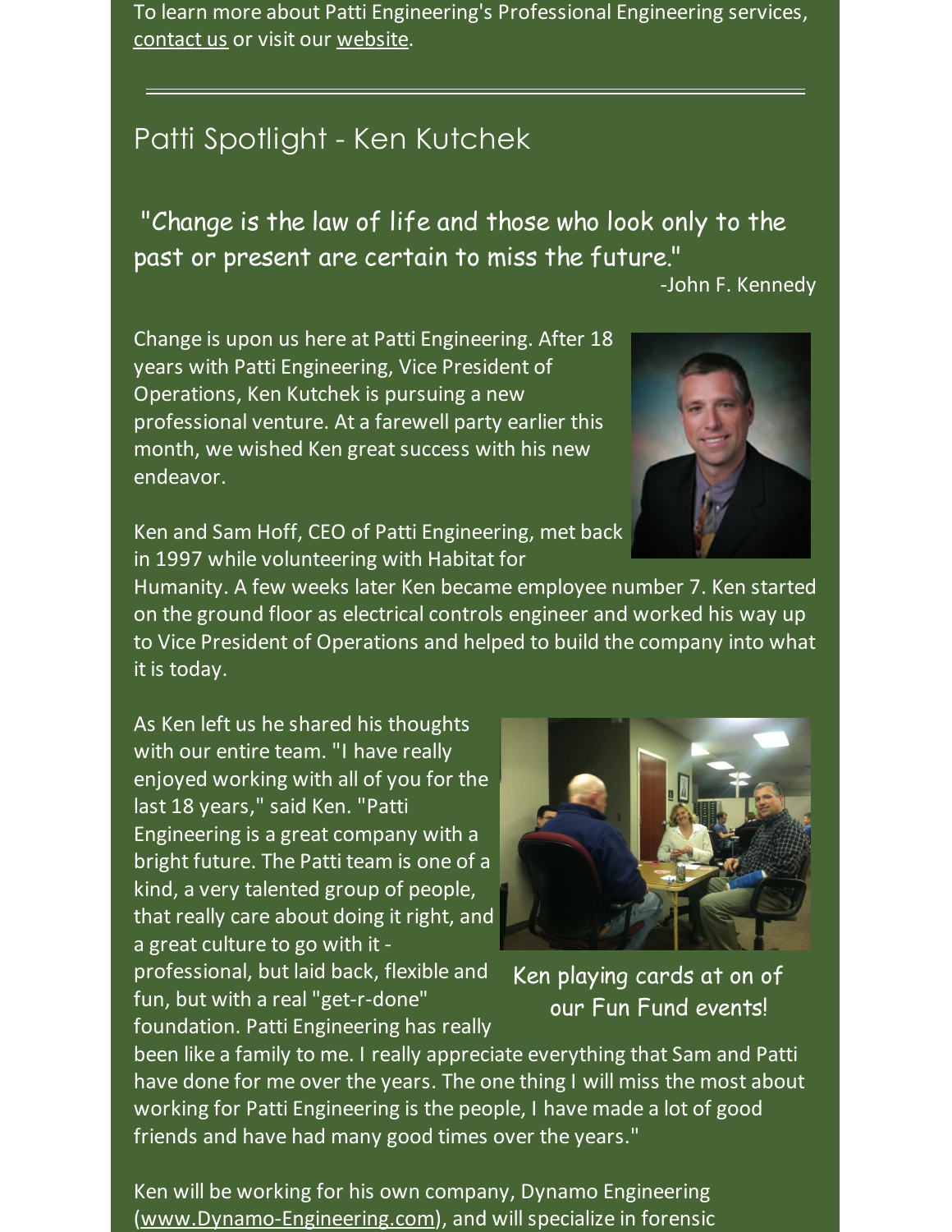To learn more about Patti Engineering's Professional Engineering services, contact us or visit our website.

---

## Patti Spotlight - Ken Kutchek

"Change is the law of life and those who look only to the past or present are certain to miss the future."

-John F. Kennedy

Change is upon us here at Patti Engineering. After 18 years with Patti Engineering, Vice President of Operations, Ken Kutchek is pursuing a new professional venture. At a farewell party earlier this month, we wished Ken great success with his new endeavor.

Ken and Sam Hoff, CEO of Patti Engineering, met back in 1997 while volunteering with Habitat for Humanity. A few weeks later Ken became employee number 7. Ken started on the ground floor as electrical controls engineer and worked his way up to Vice President of Operations and helped to build the company into what it is today.

As Ken left us he shared his thoughts with our entire team. "I have really enjoyed working with all of you for the last 18 years," said Ken. "Patti Engineering is a great company with a bright future. The Patti team is one of a kind, a very talented group of people, that really care about doing it right, and a great culture to go with it - professional, but laid back, flexible and fun, but with a real "get-r-done" foundation. Patti Engineering has really been like a family to me. I really appreciate everything that Sam and Patti have done for me over the years. The one thing I will miss the most about working for Patti Engineering is the people, I have made a lot of good friends and have had many good times over the years."

Ken playing cards at on of our Fun Fund events!

Ken will be working for his own company, Dynamo Engineering (www.Dynamo-Engineering.com), and will specialize in forensic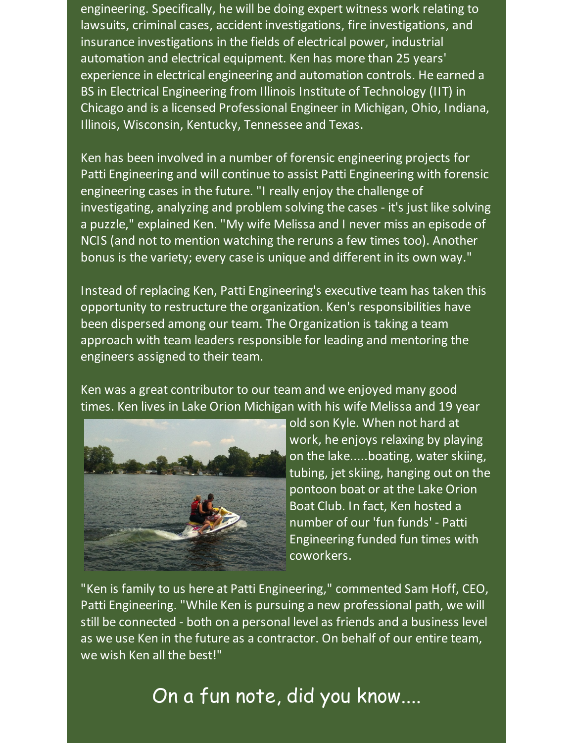engineering. Specifically, he will be doing expert witness work relating to lawsuits, criminal cases, accident investigations, fire investigations, and insurance investigations in the fields of electrical power, industrial automation and electrical equipment. Ken has more than 25 years' experience in electrical engineering and automation controls. He earned a BS in Electrical Engineering from Illinois Institute of Technology (IIT) in Chicago and is a licensed Professional Engineer in Michigan, Ohio, Indiana, Illinois, Wisconsin, Kentucky, Tennessee and Texas.

Ken has been involved in a number of forensic engineering projects for Patti Engineering and will continue to assist Patti Engineering with forensic engineering cases in the future. "I really enjoy the challenge of investigating, analyzing and problem solving the cases - it's just like solving a puzzle," explained Ken. "My wife Melissa and I never miss an episode of NCIS (and not to mention watching the reruns a few times too). Another bonus is the variety; every case is unique and different in its own way."

Instead of replacing Ken, Patti Engineering's executive team has taken this opportunity to restructure the organization. Ken's responsibilities have been dispersed among our team. The Organization is taking a team approach with team leaders responsible for leading and mentoring the engineers assigned to their team.

Ken was a great contributor to our team and we enjoyed many good times. Ken lives in Lake Orion Michigan with his wife Melissa and 19 year old son Kyle. When not hard at work, he enjoys relaxing by playing on the lake.....boating, water skiing, tubing, jet skiing, hanging out on the pontoon boat or at the Lake Orion Boat Club. In fact, Ken hosted a number of our 'fun funds' - Patti Engineering funded fun times with coworkers.

"Ken is family to us here at Patti Engineering," commented Sam Hoff, CEO, Patti Engineering. "While Ken is pursuing a new professional path, we will still be connected - both on a personal level as friends and a business level as we use Ken in the future as a contractor. On behalf of our entire team, we wish Ken all the best!"

## On a fun note, did you know....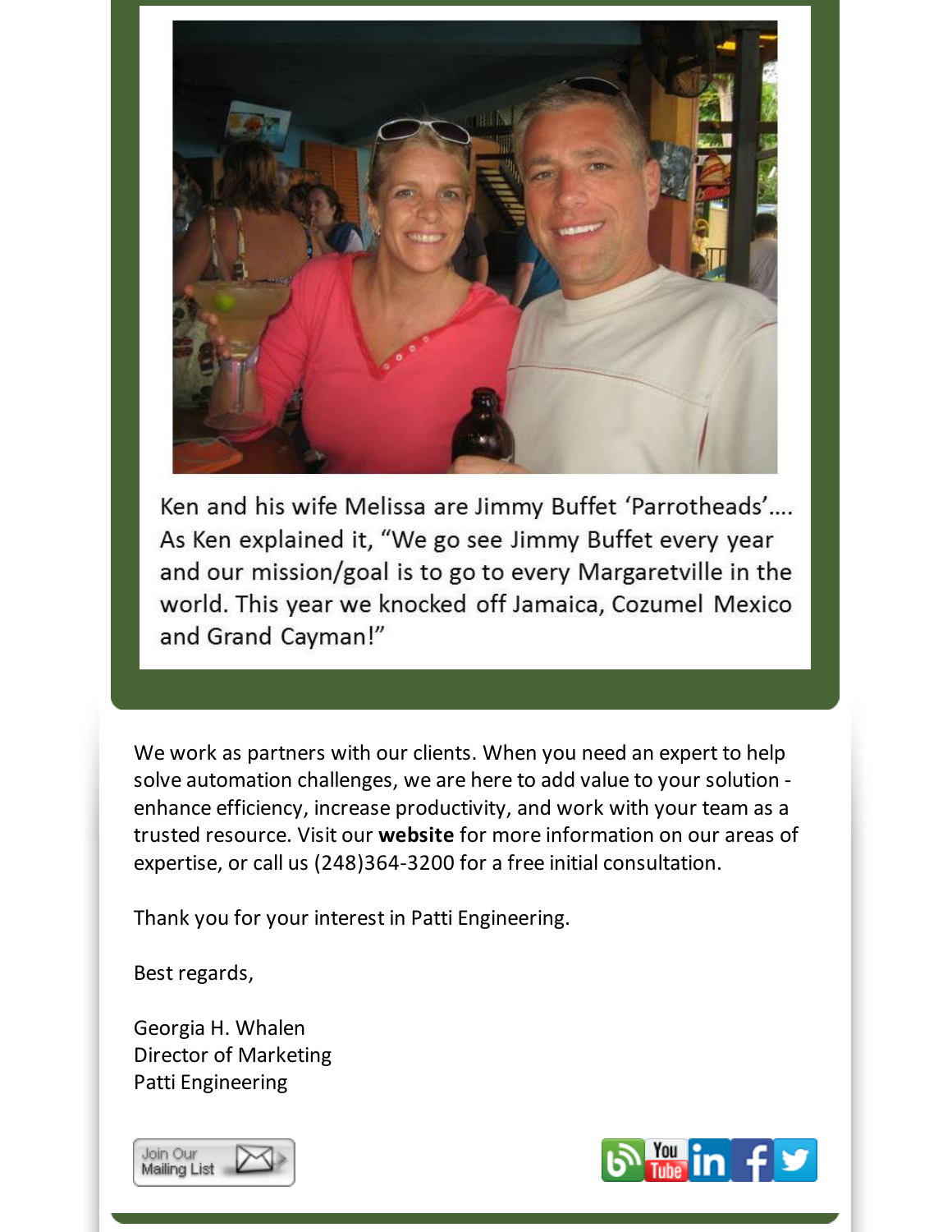Ken and his wife Melissa are Jimmy Buffet 'Parrotheads'.... As Ken explained it, "We go see Jimmy Buffet every year and our mission/goal is to go to every Margaretville in the world. This year we knocked off Jamaica, Cozumel Mexico and Grand Cayman!"

We work as partners with our clients. When you need an expert to help solve automation challenges, we are here to add value to your solution - enhance efficiency, increase productivity, and work with your team as a trusted resource. Visit our **website** for more information on our areas of expertise, or call us (248)364-3200 for a free initial consultation.

Thank you for your interest in Patti Engineering.

Best regards,

Georgia H. Whalen
Director of Marketing
Patti Engineering

Join Our Mailing List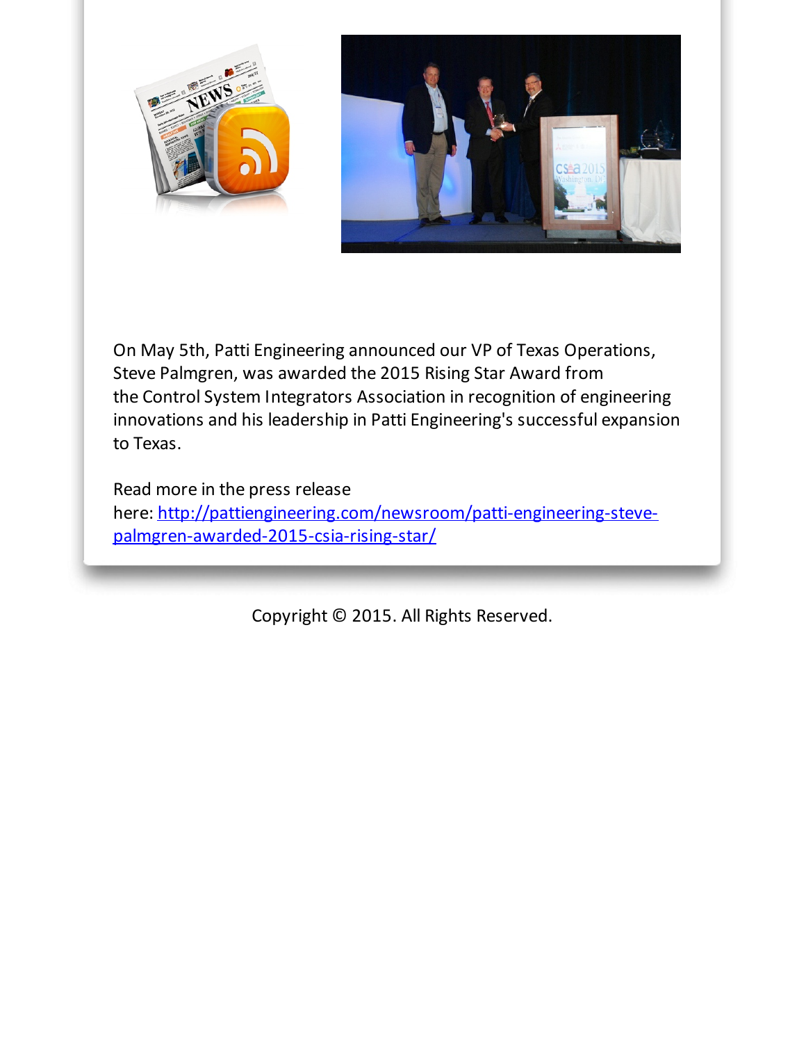On May 5th, Patti Engineering announced our VP of Texas Operations, Steve Palmgren, was awarded the 2015 Rising Star Award from the Control System Integrators Association in recognition of engineering innovations and his leadership in Patti Engineering's successful expansion to Texas.

Read more in the press release here: [http://pattiengineering.com/newsroom/patti-engineering-steve-palmgren-awarded-2015-csia-rising-star/](http://pattiengineering.com/newsroom/patti-engineering-steve-palmgren-awarded-2015-csia-rising-star/)

Copyright © 2015. All Rights Reserved.